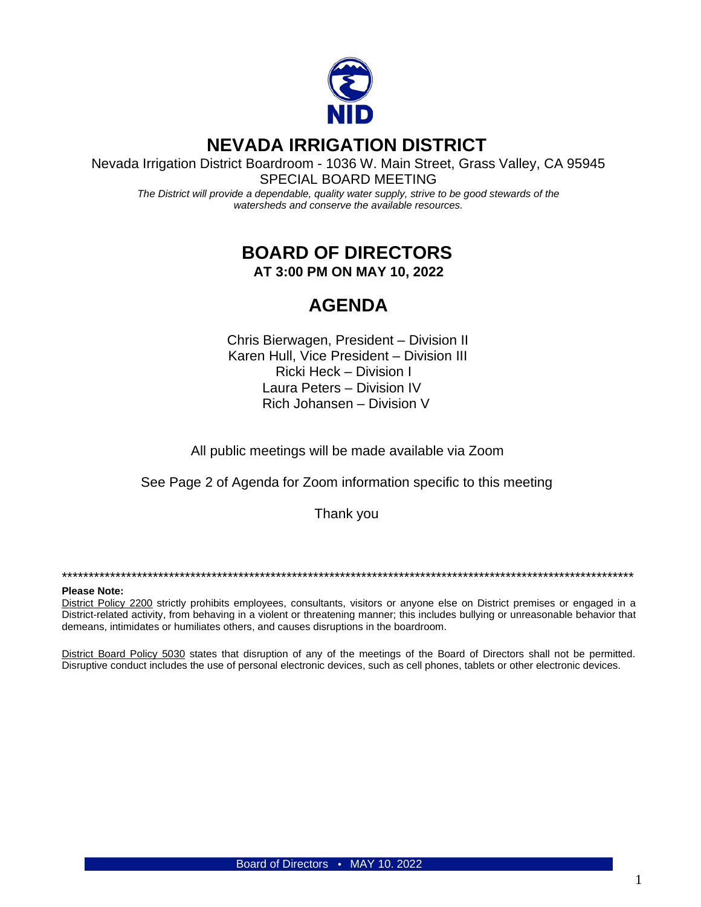NID

# NEVADA IRRIGATION DISTRICT

Nevada Irrigation District Boardroom - 1036 W. Main Street, Grass Valley, CA 95945

SPECIAL BOARD MEETING

*The District will provide a dependable, quality water supply, strive to be good stewards of the watersheds and conserve the available resources.*

## BOARD OF DIRECTORS

**AT 3:00 PM ON MAY 10, 2022**

## AGENDA

Chris Bierwagen, President – Division II
Karen Hull, Vice President – Division III
Ricki Heck – Division I
Laura Peters – Division IV
Rich Johansen – Division V

All public meetings will be made available via Zoom

See Page 2 of Agenda for Zoom information specific to this meeting

Thank you

****************************************************************************************************************

**Please Note:**

District Policy 2200 strictly prohibits employees, consultants, visitors or anyone else on District premises or engaged in a District-related activity, from behaving in a violent or threatening manner; this includes bullying or unreasonable behavior that demeans, intimidates or humiliates others, and causes disruptions in the boardroom.

District Board Policy 5030 states that disruption of any of the meetings of the Board of Directors shall not be permitted. Disruptive conduct includes the use of personal electronic devices, such as cell phones, tablets or other electronic devices.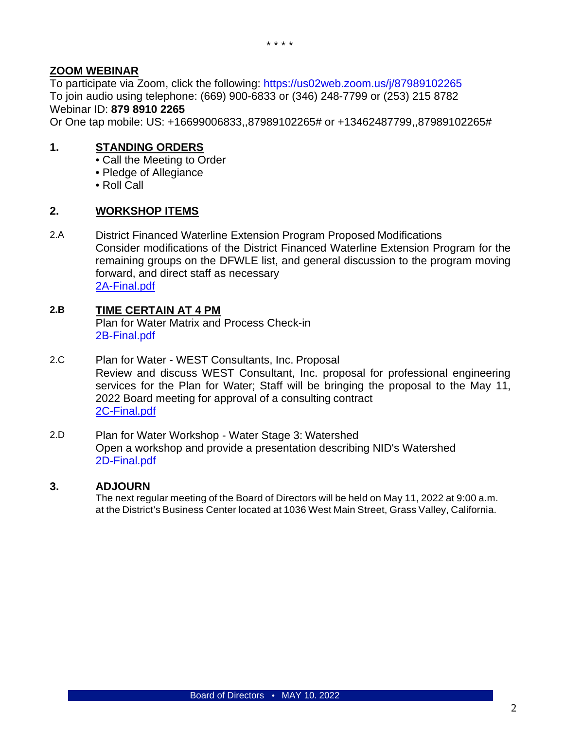\* \* \* \*

**ZOOM WEBINAR**

To participate via Zoom, click the following: https://us02web.zoom.us/j/87989102265
To join audio using telephone: (669) 900-6833 or (346) 248-7799 or (253) 215 8782
Webinar ID: **879 8910 2265**
Or One tap mobile: US: +16699006833,,87989102265# or +13462487799,,87989102265#

## 1. STANDING ORDERS

- Call the Meeting to Order
- Pledge of Allegiance
- Roll Call

## 2. WORKSHOP ITEMS

2.A District Financed Waterline Extension Program Proposed Modifications
Consider modifications of the District Financed Waterline Extension Program for the remaining groups on the DFWLE list, and general discussion to the program moving forward, and direct staff as necessary
2A-Final.pdf

**2.B TIME CERTAIN AT 4 PM**
Plan for Water Matrix and Process Check-in
2B-Final.pdf

2.C Plan for Water - WEST Consultants, Inc. Proposal
Review and discuss WEST Consultant, Inc. proposal for professional engineering services for the Plan for Water; Staff will be bringing the proposal to the May 11, 2022 Board meeting for approval of a consulting contract
2C-Final.pdf

2.D Plan for Water Workshop - Water Stage 3: Watershed
Open a workshop and provide a presentation describing NID's Watershed
2D-Final.pdf

## 3. ADJOURN

The next regular meeting of the Board of Directors will be held on May 11, 2022 at 9:00 a.m. at the District's Business Center located at 1036 West Main Street, Grass Valley, California.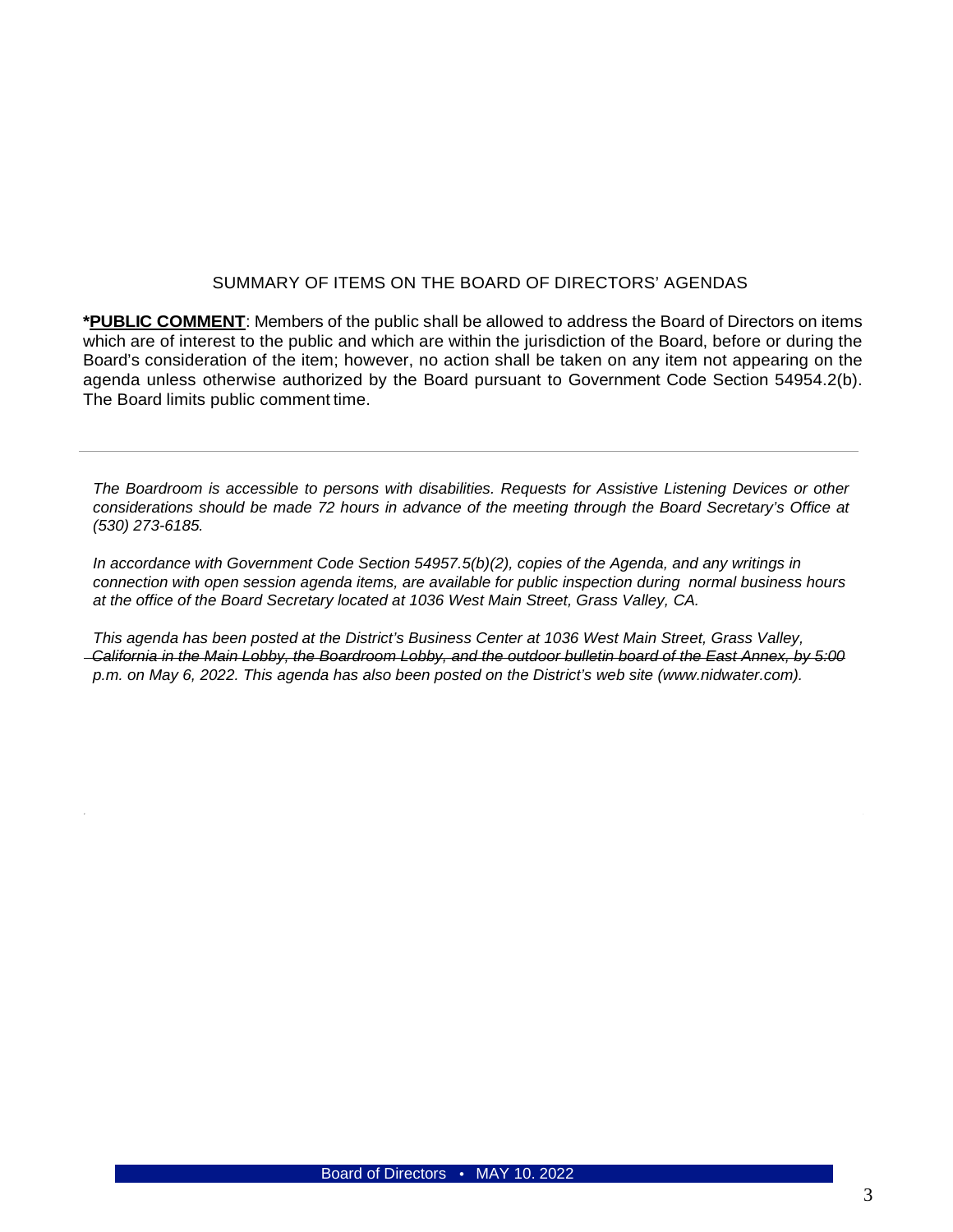SUMMARY OF ITEMS ON THE BOARD OF DIRECTORS' AGENDAS

***PUBLIC COMMENT**: Members of the public shall be allowed to address the Board of Directors on items which are of interest to the public and which are within the jurisdiction of the Board, before or during the Board's consideration of the item; however, no action shall be taken on any item not appearing on the agenda unless otherwise authorized by the Board pursuant to Government Code Section 54954.2(b). The Board limits public comment time.

---

*The Boardroom is accessible to persons with disabilities. Requests for Assistive Listening Devices or other considerations should be made 72 hours in advance of the meeting through the Board Secretary's Office at (530) 273-6185.*

*In accordance with Government Code Section 54957.5(b)(2), copies of the Agenda, and any writings in connection with open session agenda items, are available for public inspection during normal business hours at the office of the Board Secretary located at 1036 West Main Street, Grass Valley, CA.*

*This agenda has been posted at the District's Business Center at 1036 West Main Street, Grass Valley, California in the Main Lobby, the Boardroom Lobby, and the outdoor bulletin board of the East Annex, by 5:00 p.m. on May 6, 2022. This agenda has also been posted on the District's web site (www.nidwater.com).*